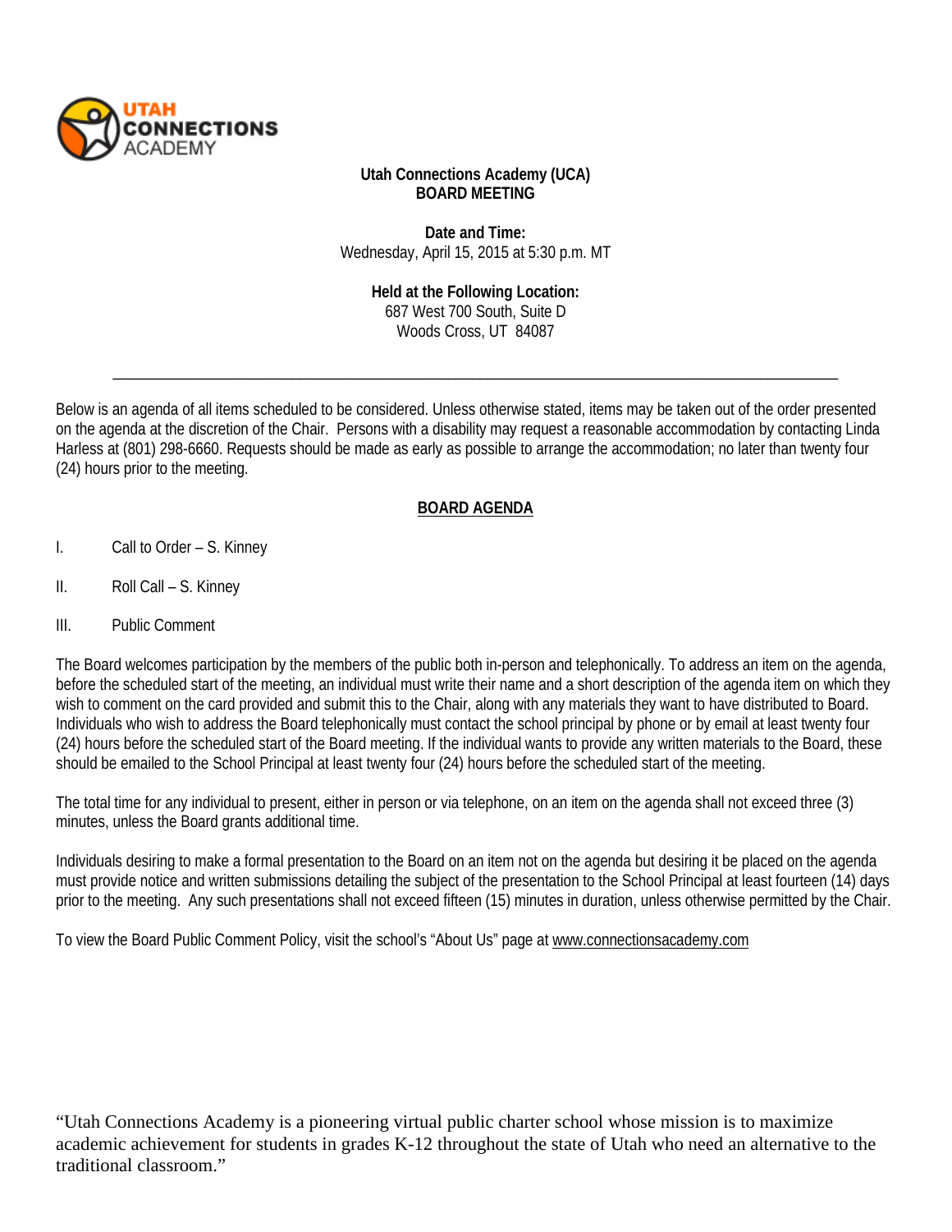**Utah Connections Academy (UCA)**
**BOARD MEETING**

**Date and Time:**
Wednesday, April 15, 2015 at 5:30 p.m. MT

**Held at the Following Location:**
687 West 700 South, Suite D
Woods Cross, UT 84087

---

Below is an agenda of all items scheduled to be considered. Unless otherwise stated, items may be taken out of the order presented on the agenda at the discretion of the Chair. Persons with a disability may request a reasonable accommodation by contacting Linda Harless at (801) 298-6660. Requests should be made as early as possible to arrange the accommodation; no later than twenty four (24) hours prior to the meeting.

## BOARD AGENDA

I. Call to Order – S. Kinney

II. Roll Call – S. Kinney

III. Public Comment

The Board welcomes participation by the members of the public both in-person and telephonically. To address an item on the agenda, before the scheduled start of the meeting, an individual must write their name and a short description of the agenda item on which they wish to comment on the card provided and submit this to the Chair, along with any materials they want to have distributed to Board. Individuals who wish to address the Board telephonically must contact the school principal by phone or by email at least twenty four (24) hours before the scheduled start of the Board meeting. If the individual wants to provide any written materials to the Board, these should be emailed to the School Principal at least twenty four (24) hours before the scheduled start of the meeting.

The total time for any individual to present, either in person or via telephone, on an item on the agenda shall not exceed three (3) minutes, unless the Board grants additional time.

Individuals desiring to make a formal presentation to the Board on an item not on the agenda but desiring it be placed on the agenda must provide notice and written submissions detailing the subject of the presentation to the School Principal at least fourteen (14) days prior to the meeting. Any such presentations shall not exceed fifteen (15) minutes in duration, unless otherwise permitted by the Chair.

To view the Board Public Comment Policy, visit the school's "About Us" page at www.connectionsacademy.com

"Utah Connections Academy is a pioneering virtual public charter school whose mission is to maximize academic achievement for students in grades K-12 throughout the state of Utah who need an alternative to the traditional classroom."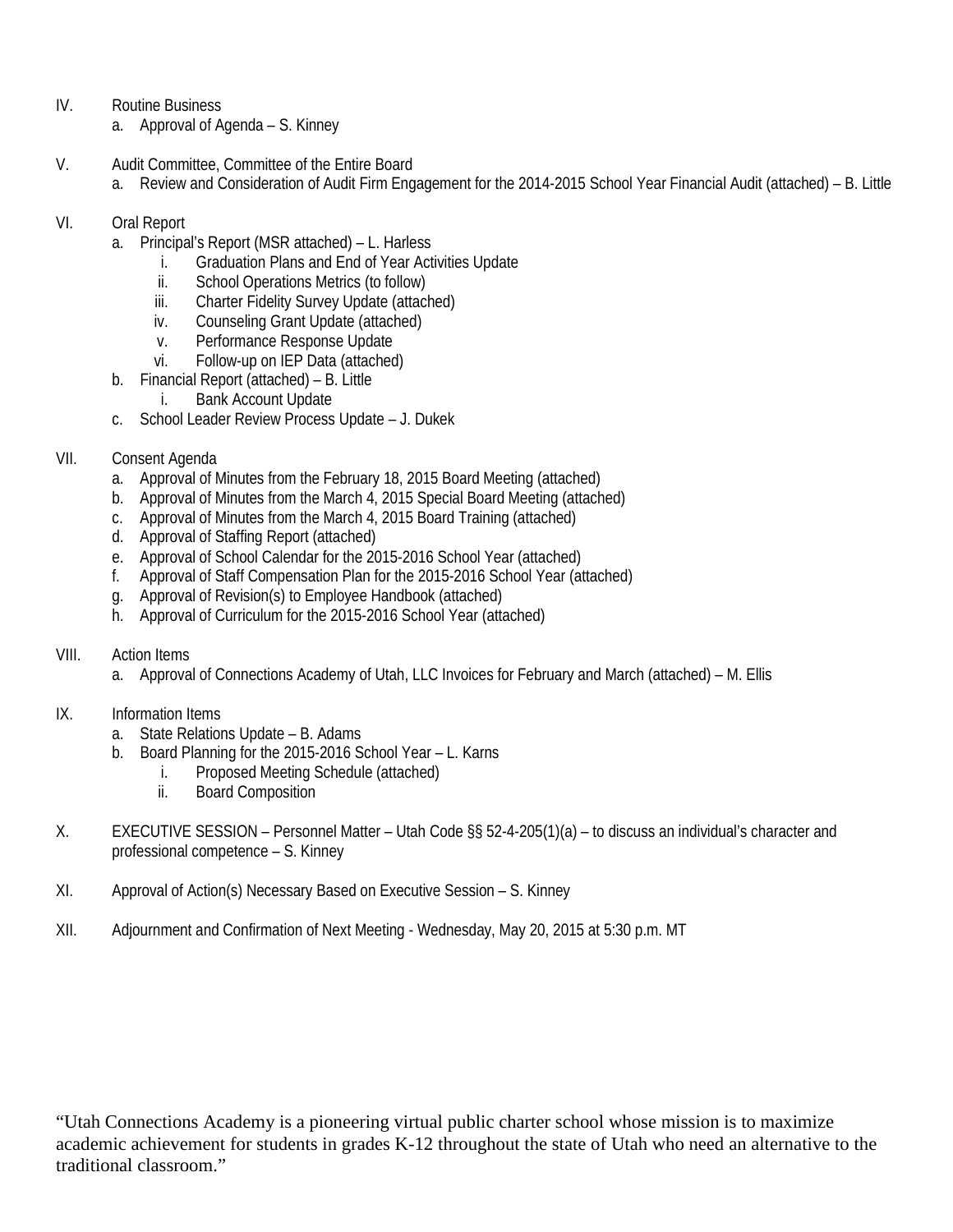IV. Routine Business
   a. Approval of Agenda – S. Kinney

V. Audit Committee, Committee of the Entire Board
   a. Review and Consideration of Audit Firm Engagement for the 2014-2015 School Year Financial Audit (attached) – B. Little

VI. Oral Report
   a. Principal's Report (MSR attached) – L. Harless
      i. Graduation Plans and End of Year Activities Update
      ii. School Operations Metrics (to follow)
      iii. Charter Fidelity Survey Update (attached)
      iv. Counseling Grant Update (attached)
      v. Performance Response Update
      vi. Follow-up on IEP Data (attached)
   b. Financial Report (attached) – B. Little
      i. Bank Account Update
   c. School Leader Review Process Update – J. Dukek

VII. Consent Agenda
   a. Approval of Minutes from the February 18, 2015 Board Meeting (attached)
   b. Approval of Minutes from the March 4, 2015 Special Board Meeting (attached)
   c. Approval of Minutes from the March 4, 2015 Board Training (attached)
   d. Approval of Staffing Report (attached)
   e. Approval of School Calendar for the 2015-2016 School Year (attached)
   f. Approval of Staff Compensation Plan for the 2015-2016 School Year (attached)
   g. Approval of Revision(s) to Employee Handbook (attached)
   h. Approval of Curriculum for the 2015-2016 School Year (attached)

VIII. Action Items
   a. Approval of Connections Academy of Utah, LLC Invoices for February and March (attached) – M. Ellis

IX. Information Items
   a. State Relations Update – B. Adams
   b. Board Planning for the 2015-2016 School Year – L. Karns
      i. Proposed Meeting Schedule (attached)
      ii. Board Composition

X. EXECUTIVE SESSION – Personnel Matter – Utah Code §§ 52-4-205(1)(a) – to discuss an individual's character and professional competence – S. Kinney

XI. Approval of Action(s) Necessary Based on Executive Session – S. Kinney

XII. Adjournment and Confirmation of Next Meeting - Wednesday, May 20, 2015 at 5:30 p.m. MT

"Utah Connections Academy is a pioneering virtual public charter school whose mission is to maximize academic achievement for students in grades K-12 throughout the state of Utah who need an alternative to the traditional classroom."